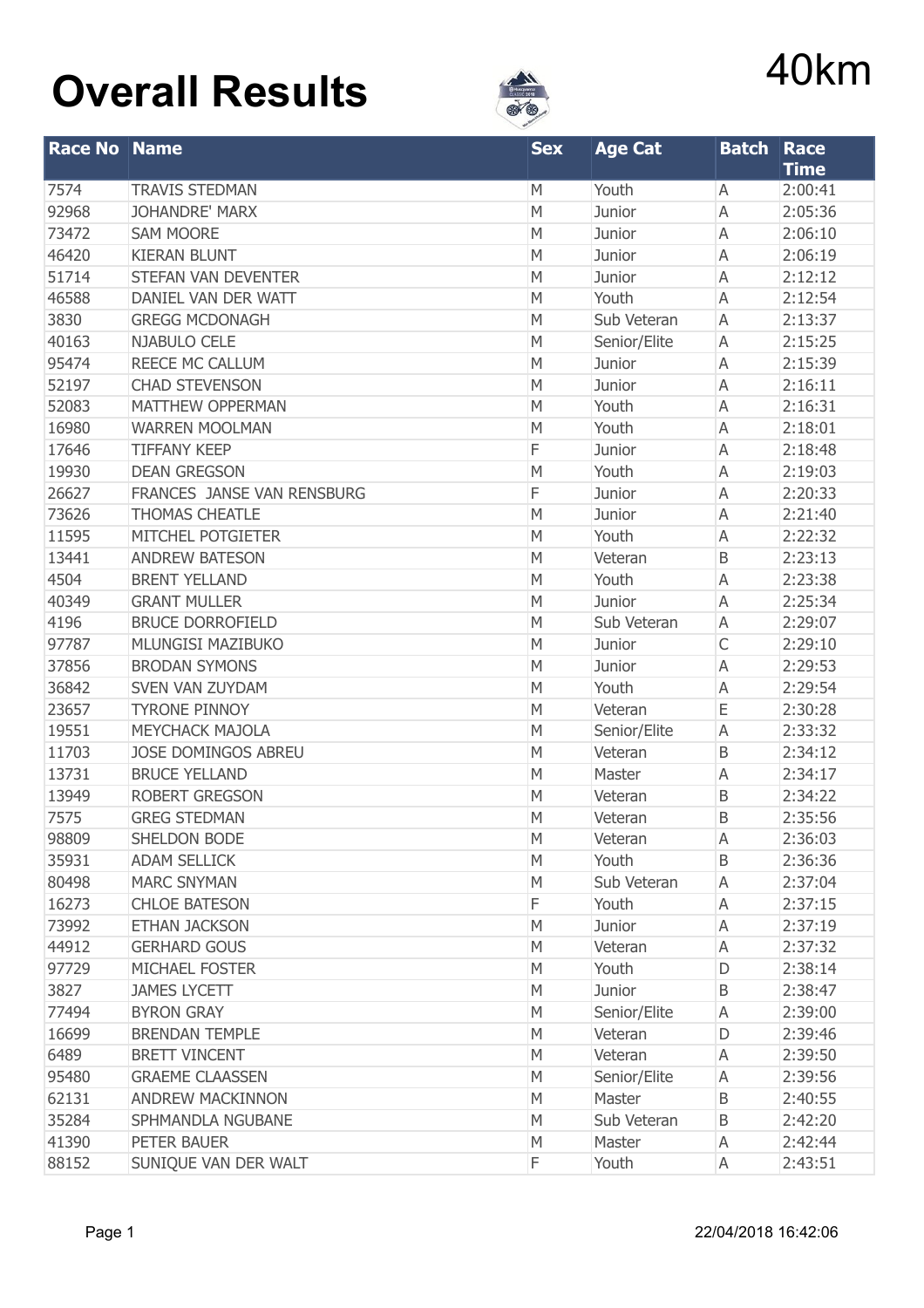# Overall Results

40km

| Race No | Name | Sex | Age Cat | Batch | Race Time |
|---|---|---|---|---|---|
| 7574 | TRAVIS STEDMAN | M | Youth | A | 2:00:41 |
| 92968 | JOHANDRE' MARX | M | Junior | A | 2:05:36 |
| 73472 | SAM MOORE | M | Junior | A | 2:06:10 |
| 46420 | KIERAN BLUNT | M | Junior | A | 2:06:19 |
| 51714 | STEFAN VAN DEVENTER | M | Junior | A | 2:12:12 |
| 46588 | DANIEL VAN DER WATT | M | Youth | A | 2:12:54 |
| 3830 | GREGG MCDONAGH | M | Sub Veteran | A | 2:13:37 |
| 40163 | NJABULO CELE | M | Senior/Elite | A | 2:15:25 |
| 95474 | REECE MC CALLUM | M | Junior | A | 2:15:39 |
| 52197 | CHAD STEVENSON | M | Junior | A | 2:16:11 |
| 52083 | MATTHEW OPPERMAN | M | Youth | A | 2:16:31 |
| 16980 | WARREN MOOLMAN | M | Youth | A | 2:18:01 |
| 17646 | TIFFANY KEEP | F | Junior | A | 2:18:48 |
| 19930 | DEAN GREGSON | M | Youth | A | 2:19:03 |
| 26627 | FRANCES JANSE VAN RENSBURG | F | Junior | A | 2:20:33 |
| 73626 | THOMAS CHEATLE | M | Junior | A | 2:21:40 |
| 11595 | MITCHEL POTGIETER | M | Youth | A | 2:22:32 |
| 13441 | ANDREW BATESON | M | Veteran | B | 2:23:13 |
| 4504 | BRENT YELLAND | M | Youth | A | 2:23:38 |
| 40349 | GRANT MULLER | M | Junior | A | 2:25:34 |
| 4196 | BRUCE DORROFIELD | M | Sub Veteran | A | 2:29:07 |
| 97787 | MLUNGISI MAZIBUKO | M | Junior | C | 2:29:10 |
| 37856 | BRODAN SYMONS | M | Junior | A | 2:29:53 |
| 36842 | SVEN VAN ZUYDAM | M | Youth | A | 2:29:54 |
| 23657 | TYRONE PINNOY | M | Veteran | E | 2:30:28 |
| 19551 | MEYCHACK MAJOLA | M | Senior/Elite | A | 2:33:32 |
| 11703 | JOSE DOMINGOS ABREU | M | Veteran | B | 2:34:12 |
| 13731 | BRUCE YELLAND | M | Master | A | 2:34:17 |
| 13949 | ROBERT GREGSON | M | Veteran | B | 2:34:22 |
| 7575 | GREG STEDMAN | M | Veteran | B | 2:35:56 |
| 98809 | SHELDON BODE | M | Veteran | A | 2:36:03 |
| 35931 | ADAM SELLICK | M | Youth | B | 2:36:36 |
| 80498 | MARC SNYMAN | M | Sub Veteran | A | 2:37:04 |
| 16273 | CHLOE BATESON | F | Youth | A | 2:37:15 |
| 73992 | ETHAN JACKSON | M | Junior | A | 2:37:19 |
| 44912 | GERHARD GOUS | M | Veteran | A | 2:37:32 |
| 97729 | MICHAEL FOSTER | M | Youth | D | 2:38:14 |
| 3827 | JAMES LYCETT | M | Junior | B | 2:38:47 |
| 77494 | BYRON GRAY | M | Senior/Elite | A | 2:39:00 |
| 16699 | BRENDAN TEMPLE | M | Veteran | D | 2:39:46 |
| 6489 | BRETT VINCENT | M | Veteran | A | 2:39:50 |
| 95480 | GRAEME CLAASSEN | M | Senior/Elite | A | 2:39:56 |
| 62131 | ANDREW MACKINNON | M | Master | B | 2:40:55 |
| 35284 | SPHMANDLA NGUBANE | M | Sub Veteran | B | 2:42:20 |
| 41390 | PETER BAUER | M | Master | A | 2:42:44 |
| 88152 | SUNIQUE VAN DER WALT | F | Youth | A | 2:43:51 |

22/04/2018 16:42:06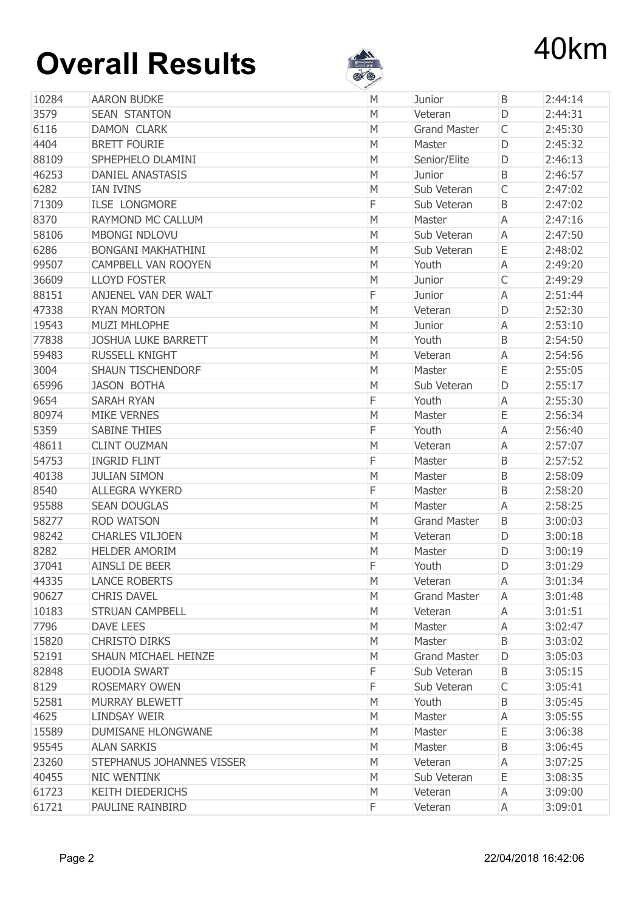# Overall Results

# 40km

| | | | | | |
|---|---|---|---|---|---|
| 10284 | AARON BUDKE | M | Junior | B | 2:44:14 |
| 3579 | SEAN STANTON | M | Veteran | D | 2:44:31 |
| 6116 | DAMON CLARK | M | Grand Master | C | 2:45:30 |
| 4404 | BRETT FOURIE | M | Master | D | 2:45:32 |
| 88109 | SPHEPHELO DLAMINI | M | Senior/Elite | D | 2:46:13 |
| 46253 | DANIEL ANASTASIS | M | Junior | B | 2:46:57 |
| 6282 | IAN IVINS | M | Sub Veteran | C | 2:47:02 |
| 71309 | ILSE LONGMORE | F | Sub Veteran | B | 2:47:02 |
| 8370 | RAYMOND MC CALLUM | M | Master | A | 2:47:16 |
| 58106 | MBONGI NDLOVU | M | Sub Veteran | A | 2:47:50 |
| 6286 | BONGANI MAKHATHINI | M | Sub Veteran | E | 2:48:02 |
| 99507 | CAMPBELL VAN ROOYEN | M | Youth | A | 2:49:20 |
| 36609 | LLOYD FOSTER | M | Junior | C | 2:49:29 |
| 88151 | ANJENEL VAN DER WALT | F | Junior | A | 2:51:44 |
| 47338 | RYAN MORTON | M | Veteran | D | 2:52:30 |
| 19543 | MUZI MHLOPHE | M | Junior | A | 2:53:10 |
| 77838 | JOSHUA LUKE BARRETT | M | Youth | B | 2:54:50 |
| 59483 | RUSSELL KNIGHT | M | Veteran | A | 2:54:56 |
| 3004 | SHAUN TISCHENDORF | M | Master | E | 2:55:05 |
| 65996 | JASON BOTHA | M | Sub Veteran | D | 2:55:17 |
| 9654 | SARAH RYAN | F | Youth | A | 2:55:30 |
| 80974 | MIKE VERNES | M | Master | E | 2:56:34 |
| 5359 | SABINE THIES | F | Youth | A | 2:56:40 |
| 48611 | CLINT OUZMAN | M | Veteran | A | 2:57:07 |
| 54753 | INGRID FLINT | F | Master | B | 2:57:52 |
| 40138 | JULIAN SIMON | M | Master | B | 2:58:09 |
| 8540 | ALLEGRA WYKERD | F | Master | B | 2:58:20 |
| 95588 | SEAN DOUGLAS | M | Master | A | 2:58:25 |
| 58277 | ROD WATSON | M | Grand Master | B | 3:00:03 |
| 98242 | CHARLES VILJOEN | M | Veteran | D | 3:00:18 |
| 8282 | HELDER AMORIM | M | Master | D | 3:00:19 |
| 37041 | AINSLI DE BEER | F | Youth | D | 3:01:29 |
| 44335 | LANCE ROBERTS | M | Veteran | A | 3:01:34 |
| 90627 | CHRIS DAVEL | M | Grand Master | A | 3:01:48 |
| 10183 | STRUAN CAMPBELL | M | Veteran | A | 3:01:51 |
| 7796 | DAVE LEES | M | Master | A | 3:02:47 |
| 15820 | CHRISTO DIRKS | M | Master | B | 3:03:02 |
| 52191 | SHAUN MICHAEL HEINZE | M | Grand Master | D | 3:05:03 |
| 82848 | EUODIA SWART | F | Sub Veteran | B | 3:05:15 |
| 8129 | ROSEMARY OWEN | F | Sub Veteran | C | 3:05:41 |
| 52581 | MURRAY BLEWETT | M | Youth | B | 3:05:45 |
| 4625 | LINDSAY WEIR | M | Master | A | 3:05:55 |
| 15589 | DUMISANE HLONGWANE | M | Master | E | 3:06:38 |
| 95545 | ALAN SARKIS | M | Master | B | 3:06:45 |
| 23260 | STEPHANUS JOHANNES VISSER | M | Veteran | A | 3:07:25 |
| 40455 | NIC WENTINK | M | Sub Veteran | E | 3:08:35 |
| 61723 | KEITH DIEDERICHS | M | Veteran | A | 3:09:00 |
| 61721 | PAULINE RAINBIRD | F | Veteran | A | 3:09:01 |

22/04/2018 16:42:06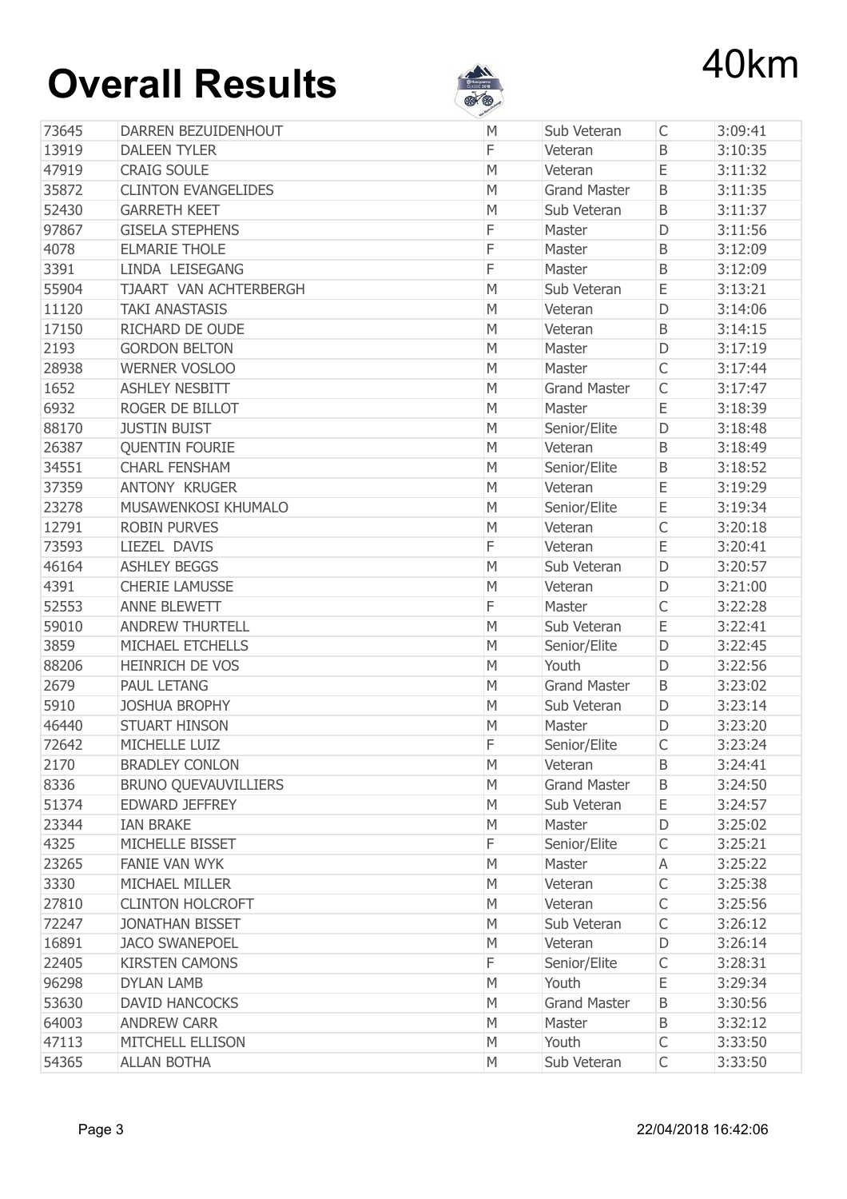# Overall Results

40km

| | | | | | |
|---|---|---|---|---|---|
| 73645 | DARREN BEZUIDENHOUT | M | Sub Veteran | C | 3:09:41 |
| 13919 | DALEEN TYLER | F | Veteran | B | 3:10:35 |
| 47919 | CRAIG SOULE | M | Veteran | E | 3:11:32 |
| 35872 | CLINTON EVANGELIDES | M | Grand Master | B | 3:11:35 |
| 52430 | GARRETH KEET | M | Sub Veteran | B | 3:11:37 |
| 97867 | GISELA STEPHENS | F | Master | D | 3:11:56 |
| 4078 | ELMARIE THOLE | F | Master | B | 3:12:09 |
| 3391 | LINDA LEISEGANG | F | Master | B | 3:12:09 |
| 55904 | TJAART VAN ACHTERBERGH | M | Sub Veteran | E | 3:13:21 |
| 11120 | TAKI ANASTASIS | M | Veteran | D | 3:14:06 |
| 17150 | RICHARD DE OUDE | M | Veteran | B | 3:14:15 |
| 2193 | GORDON BELTON | M | Master | D | 3:17:19 |
| 28938 | WERNER VOSLOO | M | Master | C | 3:17:44 |
| 1652 | ASHLEY NESBITT | M | Grand Master | C | 3:17:47 |
| 6932 | ROGER DE BILLOT | M | Master | E | 3:18:39 |
| 88170 | JUSTIN BUIST | M | Senior/Elite | D | 3:18:48 |
| 26387 | QUENTIN FOURIE | M | Veteran | B | 3:18:49 |
| 34551 | CHARL FENSHAM | M | Senior/Elite | B | 3:18:52 |
| 37359 | ANTONY KRUGER | M | Veteran | E | 3:19:29 |
| 23278 | MUSAWENKOSI KHUMALO | M | Senior/Elite | E | 3:19:34 |
| 12791 | ROBIN PURVES | M | Veteran | C | 3:20:18 |
| 73593 | LIEZEL DAVIS | F | Veteran | E | 3:20:41 |
| 46164 | ASHLEY BEGGS | M | Sub Veteran | D | 3:20:57 |
| 4391 | CHERIE LAMUSSE | M | Veteran | D | 3:21:00 |
| 52553 | ANNE BLEWETT | F | Master | C | 3:22:28 |
| 59010 | ANDREW THURTELL | M | Sub Veteran | E | 3:22:41 |
| 3859 | MICHAEL ETCHELLS | M | Senior/Elite | D | 3:22:45 |
| 88206 | HEINRICH DE VOS | M | Youth | D | 3:22:56 |
| 2679 | PAUL LETANG | M | Grand Master | B | 3:23:02 |
| 5910 | JOSHUA BROPHY | M | Sub Veteran | D | 3:23:14 |
| 46440 | STUART HINSON | M | Master | D | 3:23:20 |
| 72642 | MICHELLE LUIZ | F | Senior/Elite | C | 3:23:24 |
| 2170 | BRADLEY CONLON | M | Veteran | B | 3:24:41 |
| 8336 | BRUNO QUEVAUVILLIERS | M | Grand Master | B | 3:24:50 |
| 51374 | EDWARD JEFFREY | M | Sub Veteran | E | 3:24:57 |
| 23344 | IAN BRAKE | M | Master | D | 3:25:02 |
| 4325 | MICHELLE BISSET | F | Senior/Elite | C | 3:25:21 |
| 23265 | FANIE VAN WYK | M | Master | A | 3:25:22 |
| 3330 | MICHAEL MILLER | M | Veteran | C | 3:25:38 |
| 27810 | CLINTON HOLCROFT | M | Veteran | C | 3:25:56 |
| 72247 | JONATHAN BISSET | M | Sub Veteran | C | 3:26:12 |
| 16891 | JACO SWANEPOEL | M | Veteran | D | 3:26:14 |
| 22405 | KIRSTEN CAMONS | F | Senior/Elite | C | 3:28:31 |
| 96298 | DYLAN LAMB | M | Youth | E | 3:29:34 |
| 53630 | DAVID HANCOCKS | M | Grand Master | B | 3:30:56 |
| 64003 | ANDREW CARR | M | Master | B | 3:32:12 |
| 47113 | MITCHELL ELLISON | M | Youth | C | 3:33:50 |
| 54365 | ALLAN BOTHA | M | Sub Veteran | C | 3:33:50 |

22/04/2018 16:42:06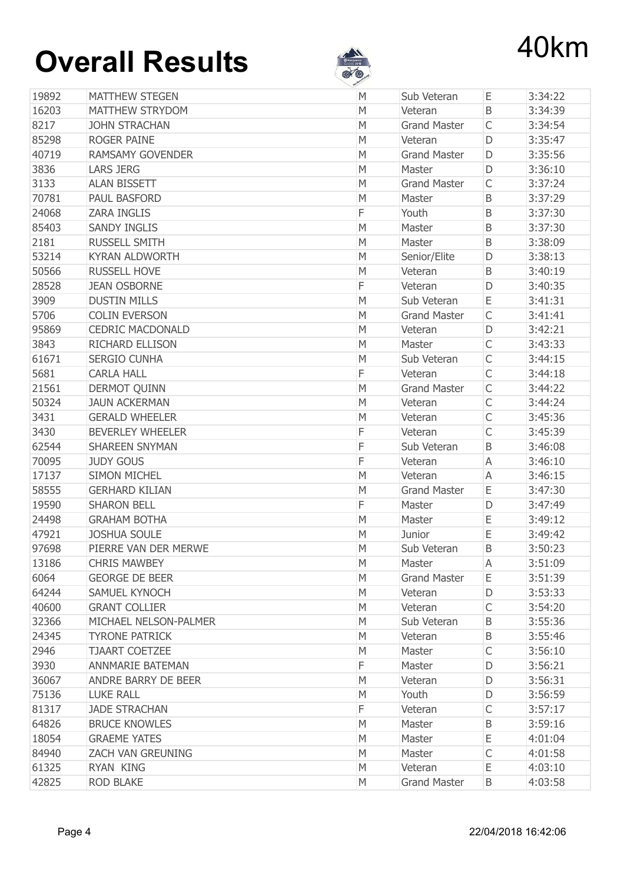# Overall Results

40km

| | | | | | |
|---|---|---|---|---|---|
| 19892 | MATTHEW STEGEN | M | Sub Veteran | E | 3:34:22 |
| 16203 | MATTHEW STRYDOM | M | Veteran | B | 3:34:39 |
| 8217 | JOHN STRACHAN | M | Grand Master | C | 3:34:54 |
| 85298 | ROGER PAINE | M | Veteran | D | 3:35:47 |
| 40719 | RAMSAMY GOVENDER | M | Grand Master | D | 3:35:56 |
| 3836 | LARS JERG | M | Master | D | 3:36:10 |
| 3133 | ALAN BISSETT | M | Grand Master | C | 3:37:24 |
| 70781 | PAUL BASFORD | M | Master | B | 3:37:29 |
| 24068 | ZARA INGLIS | F | Youth | B | 3:37:30 |
| 85403 | SANDY INGLIS | M | Master | B | 3:37:30 |
| 2181 | RUSSELL SMITH | M | Master | B | 3:38:09 |
| 53214 | KYRAN ALDWORTH | M | Senior/Elite | D | 3:38:13 |
| 50566 | RUSSELL HOVE | M | Veteran | B | 3:40:19 |
| 28528 | JEAN OSBORNE | F | Veteran | D | 3:40:35 |
| 3909 | DUSTIN MILLS | M | Sub Veteran | E | 3:41:31 |
| 5706 | COLIN EVERSON | M | Grand Master | C | 3:41:41 |
| 95869 | CEDRIC MACDONALD | M | Veteran | D | 3:42:21 |
| 3843 | RICHARD ELLISON | M | Master | C | 3:43:33 |
| 61671 | SERGIO CUNHA | M | Sub Veteran | C | 3:44:15 |
| 5681 | CARLA HALL | F | Veteran | C | 3:44:18 |
| 21561 | DERMOT QUINN | M | Grand Master | C | 3:44:22 |
| 50324 | JAUN ACKERMAN | M | Veteran | C | 3:44:24 |
| 3431 | GERALD WHEELER | M | Veteran | C | 3:45:36 |
| 3430 | BEVERLEY WHEELER | F | Veteran | C | 3:45:39 |
| 62544 | SHAREEN SNYMAN | F | Sub Veteran | B | 3:46:08 |
| 70095 | JUDY GOUS | F | Veteran | A | 3:46:10 |
| 17137 | SIMON MICHEL | M | Veteran | A | 3:46:15 |
| 58555 | GERHARD KILIAN | M | Grand Master | E | 3:47:30 |
| 19590 | SHARON BELL | F | Master | D | 3:47:49 |
| 24498 | GRAHAM BOTHA | M | Master | E | 3:49:12 |
| 47921 | JOSHUA SOULE | M | Junior | E | 3:49:42 |
| 97698 | PIERRE VAN DER MERWE | M | Sub Veteran | B | 3:50:23 |
| 13186 | CHRIS MAWBEY | M | Master | A | 3:51:09 |
| 6064 | GEORGE DE BEER | M | Grand Master | E | 3:51:39 |
| 64244 | SAMUEL KYNOCH | M | Veteran | D | 3:53:33 |
| 40600 | GRANT COLLIER | M | Veteran | C | 3:54:20 |
| 32366 | MICHAEL NELSON-PALMER | M | Sub Veteran | B | 3:55:36 |
| 24345 | TYRONE PATRICK | M | Veteran | B | 3:55:46 |
| 2946 | TJAART COETZEE | M | Master | C | 3:56:10 |
| 3930 | ANNMARIE BATEMAN | F | Master | D | 3:56:21 |
| 36067 | ANDRE BARRY DE BEER | M | Veteran | D | 3:56:31 |
| 75136 | LUKE RALL | M | Youth | D | 3:56:59 |
| 81317 | JADE STRACHAN | F | Veteran | C | 3:57:17 |
| 64826 | BRUCE KNOWLES | M | Master | B | 3:59:16 |
| 18054 | GRAEME YATES | M | Master | E | 4:01:04 |
| 84940 | ZACH VAN GREUNING | M | Master | C | 4:01:58 |
| 61325 | RYAN KING | M | Veteran | E | 4:03:10 |
| 42825 | ROD BLAKE | M | Grand Master | B | 4:03:58 |

22/04/2018 16:42:06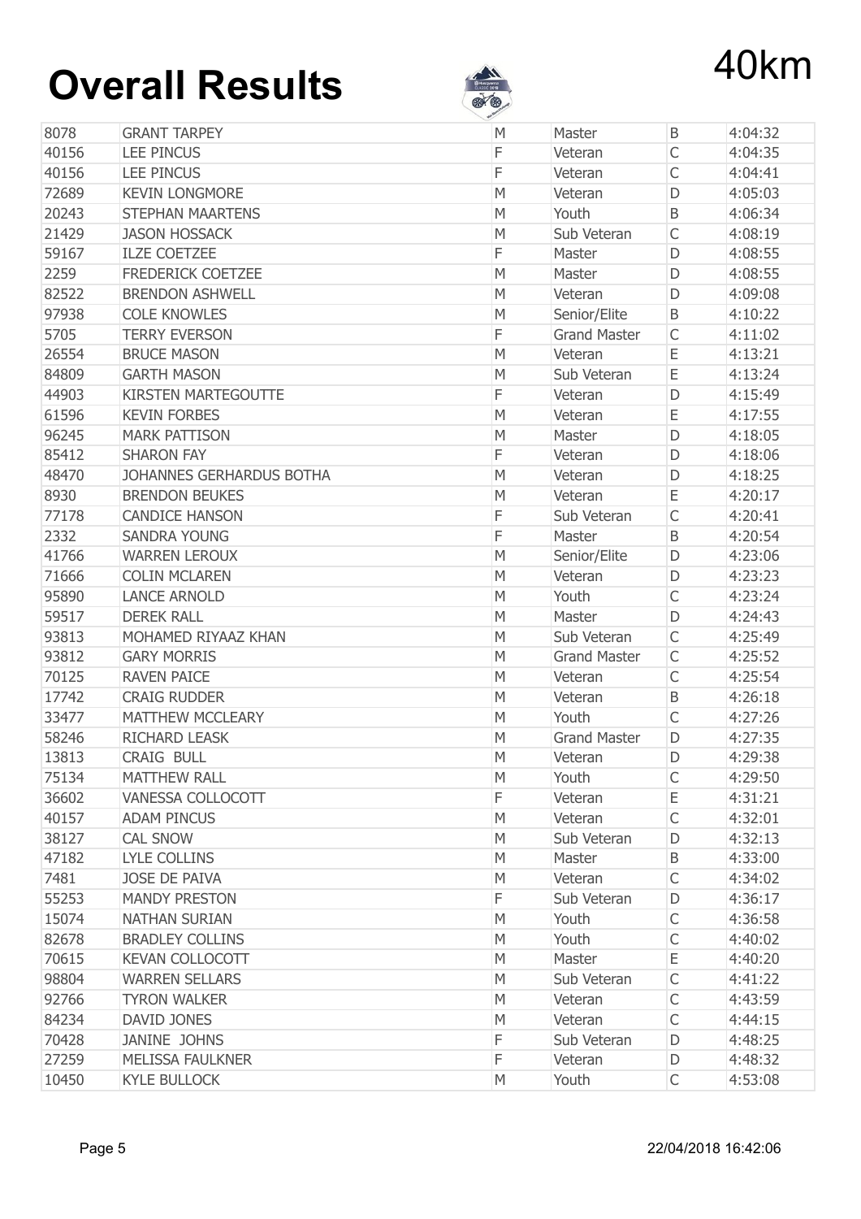# Overall Results

# 40km

| | | | | | |
|---|---|---|---|---|---|
| 8078 | GRANT TARPEY | M | Master | B | 4:04:32 |
| 40156 | LEE PINCUS | F | Veteran | C | 4:04:35 |
| 40156 | LEE PINCUS | F | Veteran | C | 4:04:41 |
| 72689 | KEVIN LONGMORE | M | Veteran | D | 4:05:03 |
| 20243 | STEPHAN MAARTENS | M | Youth | B | 4:06:34 |
| 21429 | JASON HOSSACK | M | Sub Veteran | C | 4:08:19 |
| 59167 | ILZE COETZEE | F | Master | D | 4:08:55 |
| 2259 | FREDERICK COETZEE | M | Master | D | 4:08:55 |
| 82522 | BRENDON ASHWELL | M | Veteran | D | 4:09:08 |
| 97938 | COLE KNOWLES | M | Senior/Elite | B | 4:10:22 |
| 5705 | TERRY EVERSON | F | Grand Master | C | 4:11:02 |
| 26554 | BRUCE MASON | M | Veteran | E | 4:13:21 |
| 84809 | GARTH MASON | M | Sub Veteran | E | 4:13:24 |
| 44903 | KIRSTEN MARTEGOUTTE | F | Veteran | D | 4:15:49 |
| 61596 | KEVIN FORBES | M | Veteran | E | 4:17:55 |
| 96245 | MARK PATTISON | M | Master | D | 4:18:05 |
| 85412 | SHARON FAY | F | Veteran | D | 4:18:06 |
| 48470 | JOHANNES GERHARDUS BOTHA | M | Veteran | D | 4:18:25 |
| 8930 | BRENDON BEUKES | M | Veteran | E | 4:20:17 |
| 77178 | CANDICE HANSON | F | Sub Veteran | C | 4:20:41 |
| 2332 | SANDRA YOUNG | F | Master | B | 4:20:54 |
| 41766 | WARREN LEROUX | M | Senior/Elite | D | 4:23:06 |
| 71666 | COLIN MCLAREN | M | Veteran | D | 4:23:23 |
| 95890 | LANCE ARNOLD | M | Youth | C | 4:23:24 |
| 59517 | DEREK RALL | M | Master | D | 4:24:43 |
| 93813 | MOHAMED RIYAAZ KHAN | M | Sub Veteran | C | 4:25:49 |
| 93812 | GARY MORRIS | M | Grand Master | C | 4:25:52 |
| 70125 | RAVEN PAICE | M | Veteran | C | 4:25:54 |
| 17742 | CRAIG RUDDER | M | Veteran | B | 4:26:18 |
| 33477 | MATTHEW MCCLEARY | M | Youth | C | 4:27:26 |
| 58246 | RICHARD LEASK | M | Grand Master | D | 4:27:35 |
| 13813 | CRAIG BULL | M | Veteran | D | 4:29:38 |
| 75134 | MATTHEW RALL | M | Youth | C | 4:29:50 |
| 36602 | VANESSA COLLOCOTT | F | Veteran | E | 4:31:21 |
| 40157 | ADAM PINCUS | M | Veteran | C | 4:32:01 |
| 38127 | CAL SNOW | M | Sub Veteran | D | 4:32:13 |
| 47182 | LYLE COLLINS | M | Master | B | 4:33:00 |
| 7481 | JOSE DE PAIVA | M | Veteran | C | 4:34:02 |
| 55253 | MANDY PRESTON | F | Sub Veteran | D | 4:36:17 |
| 15074 | NATHAN SURIAN | M | Youth | C | 4:36:58 |
| 82678 | BRADLEY COLLINS | M | Youth | C | 4:40:02 |
| 70615 | KEVAN COLLOCOTT | M | Master | E | 4:40:20 |
| 98804 | WARREN SELLARS | M | Sub Veteran | C | 4:41:22 |
| 92766 | TYRON WALKER | M | Veteran | C | 4:43:59 |
| 84234 | DAVID JONES | M | Veteran | C | 4:44:15 |
| 70428 | JANINE JOHNS | F | Sub Veteran | D | 4:48:25 |
| 27259 | MELISSA FAULKNER | F | Veteran | D | 4:48:32 |
| 10450 | KYLE BULLOCK | M | Youth | C | 4:53:08 |

22/04/2018 16:42:06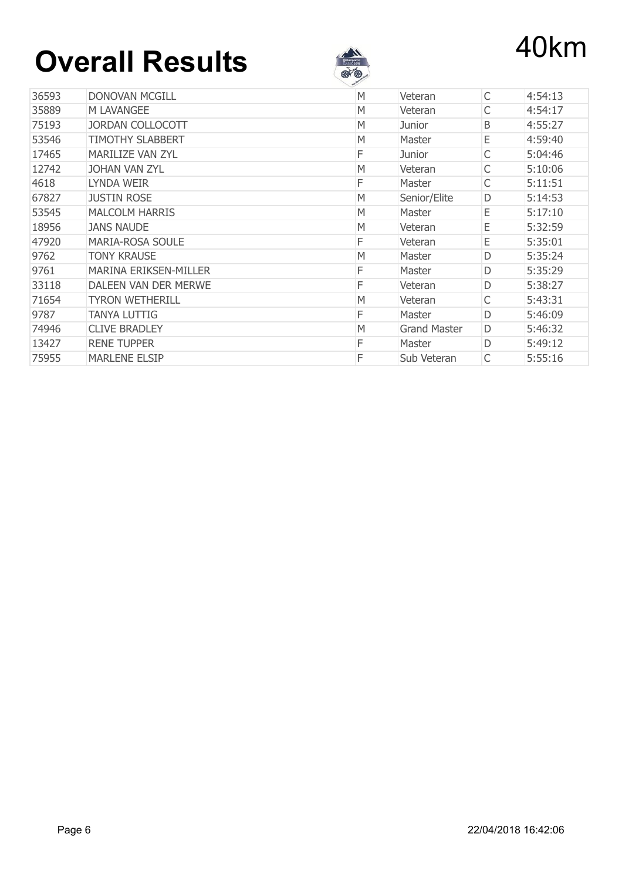# Overall Results

40km

| | | | | | |
|---|---|---|---|---|---|
| 36593 | DONOVAN MCGILL | M | Veteran | C | 4:54:13 |
| 35889 | M LAVANGEE | M | Veteran | C | 4:54:17 |
| 75193 | JORDAN COLLOCOTT | M | Junior | B | 4:55:27 |
| 53546 | TIMOTHY SLABBERT | M | Master | E | 4:59:40 |
| 17465 | MARILIZE VAN ZYL | F | Junior | C | 5:04:46 |
| 12742 | JOHAN VAN ZYL | M | Veteran | C | 5:10:06 |
| 4618 | LYNDA WEIR | F | Master | C | 5:11:51 |
| 67827 | JUSTIN ROSE | M | Senior/Elite | D | 5:14:53 |
| 53545 | MALCOLM HARRIS | M | Master | E | 5:17:10 |
| 18956 | JANS NAUDE | M | Veteran | E | 5:32:59 |
| 47920 | MARIA-ROSA SOULE | F | Veteran | E | 5:35:01 |
| 9762 | TONY KRAUSE | M | Master | D | 5:35:24 |
| 9761 | MARINA ERIKSEN-MILLER | F | Master | D | 5:35:29 |
| 33118 | DALEEN VAN DER MERWE | F | Veteran | D | 5:38:27 |
| 71654 | TYRON WETHERILL | M | Veteran | C | 5:43:31 |
| 9787 | TANYA LUTTIG | F | Master | D | 5:46:09 |
| 74946 | CLIVE BRADLEY | M | Grand Master | D | 5:46:32 |
| 13427 | RENE TUPPER | F | Master | D | 5:49:12 |
| 75955 | MARLENE ELSIP | F | Sub Veteran | C | 5:55:16 |

22/04/2018 16:42:06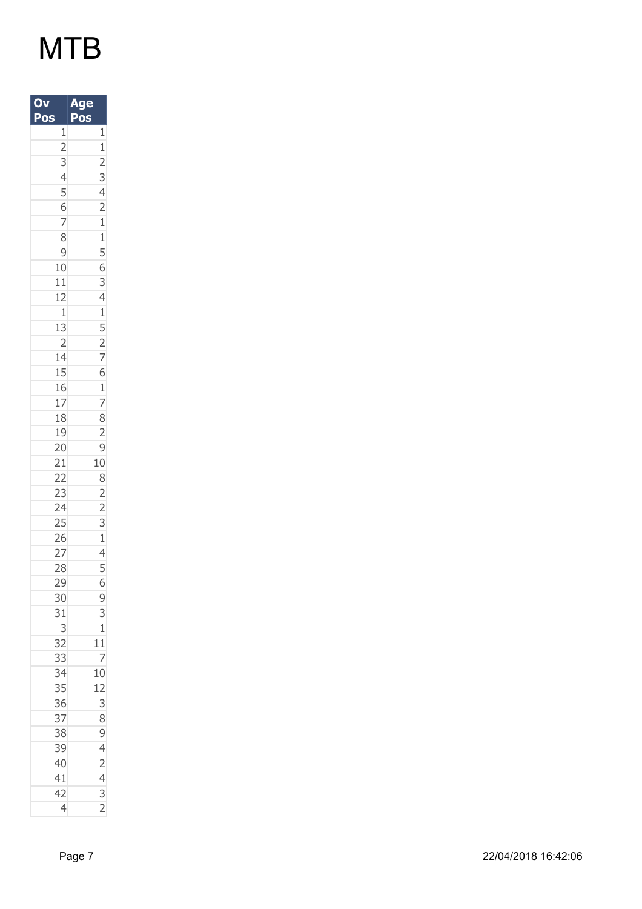# MTB

| Ov Pos | Age Pos |
| --- | --- |
| 1 | 1 |
| 2 | 1 |
| 3 | 2 |
| 4 | 3 |
| 5 | 4 |
| 6 | 2 |
| 7 | 1 |
| 8 | 1 |
| 9 | 5 |
| 10 | 6 |
| 11 | 3 |
| 12 | 4 |
| 1 | 1 |
| 13 | 5 |
| 2 | 2 |
| 14 | 7 |
| 15 | 6 |
| 16 | 1 |
| 17 | 7 |
| 18 | 8 |
| 19 | 2 |
| 20 | 9 |
| 21 | 10 |
| 22 | 8 |
| 23 | 2 |
| 24 | 2 |
| 25 | 3 |
| 26 | 1 |
| 27 | 4 |
| 28 | 5 |
| 29 | 6 |
| 30 | 9 |
| 31 | 3 |
| 3 | 1 |
| 32 | 11 |
| 33 | 7 |
| 34 | 10 |
| 35 | 12 |
| 36 | 3 |
| 37 | 8 |
| 38 | 9 |
| 39 | 4 |
| 40 | 2 |
| 41 | 4 |
| 42 | 3 |
| 4 | 2 |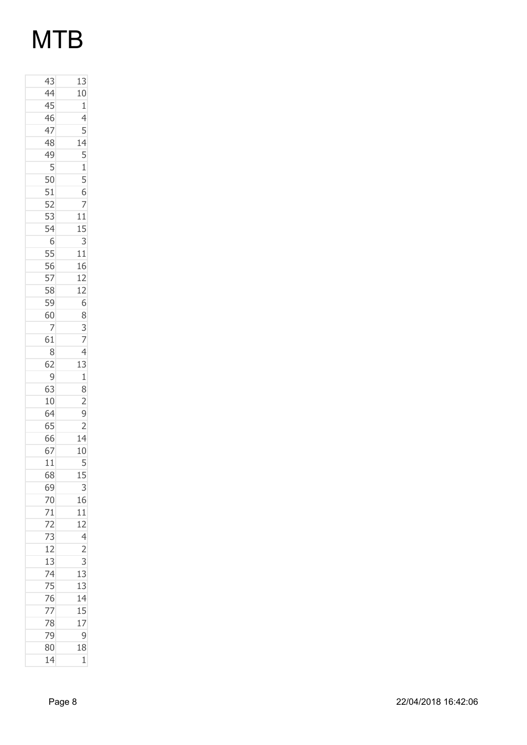# MTB

| | |
|---|---|
| 43 | 13 |
| 44 | 10 |
| 45 | 1 |
| 46 | 4 |
| 47 | 5 |
| 48 | 14 |
| 49 | 5 |
| 5 | 1 |
| 50 | 5 |
| 51 | 6 |
| 52 | 7 |
| 53 | 11 |
| 54 | 15 |
| 6 | 3 |
| 55 | 11 |
| 56 | 16 |
| 57 | 12 |
| 58 | 12 |
| 59 | 6 |
| 60 | 8 |
| 7 | 3 |
| 61 | 7 |
| 8 | 4 |
| 62 | 13 |
| 9 | 1 |
| 63 | 8 |
| 10 | 2 |
| 64 | 9 |
| 65 | 2 |
| 66 | 14 |
| 67 | 10 |
| 11 | 5 |
| 68 | 15 |
| 69 | 3 |
| 70 | 16 |
| 71 | 11 |
| 72 | 12 |
| 73 | 4 |
| 12 | 2 |
| 13 | 3 |
| 74 | 13 |
| 75 | 13 |
| 76 | 14 |
| 77 | 15 |
| 78 | 17 |
| 79 | 9 |
| 80 | 18 |
| 14 | 1 |

22/04/2018 16:42:06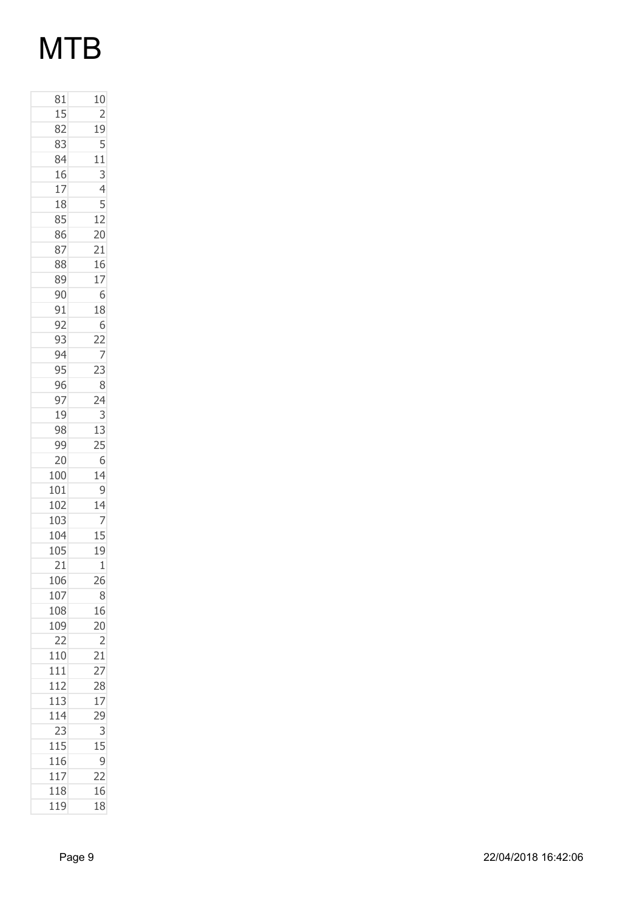# MTB

| | |
|---|---|
| 81 | 10 |
| 15 | 2 |
| 82 | 19 |
| 83 | 5 |
| 84 | 11 |
| 16 | 3 |
| 17 | 4 |
| 18 | 5 |
| 85 | 12 |
| 86 | 20 |
| 87 | 21 |
| 88 | 16 |
| 89 | 17 |
| 90 | 6 |
| 91 | 18 |
| 92 | 6 |
| 93 | 22 |
| 94 | 7 |
| 95 | 23 |
| 96 | 8 |
| 97 | 24 |
| 19 | 3 |
| 98 | 13 |
| 99 | 25 |
| 20 | 6 |
| 100 | 14 |
| 101 | 9 |
| 102 | 14 |
| 103 | 7 |
| 104 | 15 |
| 105 | 19 |
| 21 | 1 |
| 106 | 26 |
| 107 | 8 |
| 108 | 16 |
| 109 | 20 |
| 22 | 2 |
| 110 | 21 |
| 111 | 27 |
| 112 | 28 |
| 113 | 17 |
| 114 | 29 |
| 23 | 3 |
| 115 | 15 |
| 116 | 9 |
| 117 | 22 |
| 118 | 16 |
| 119 | 18 |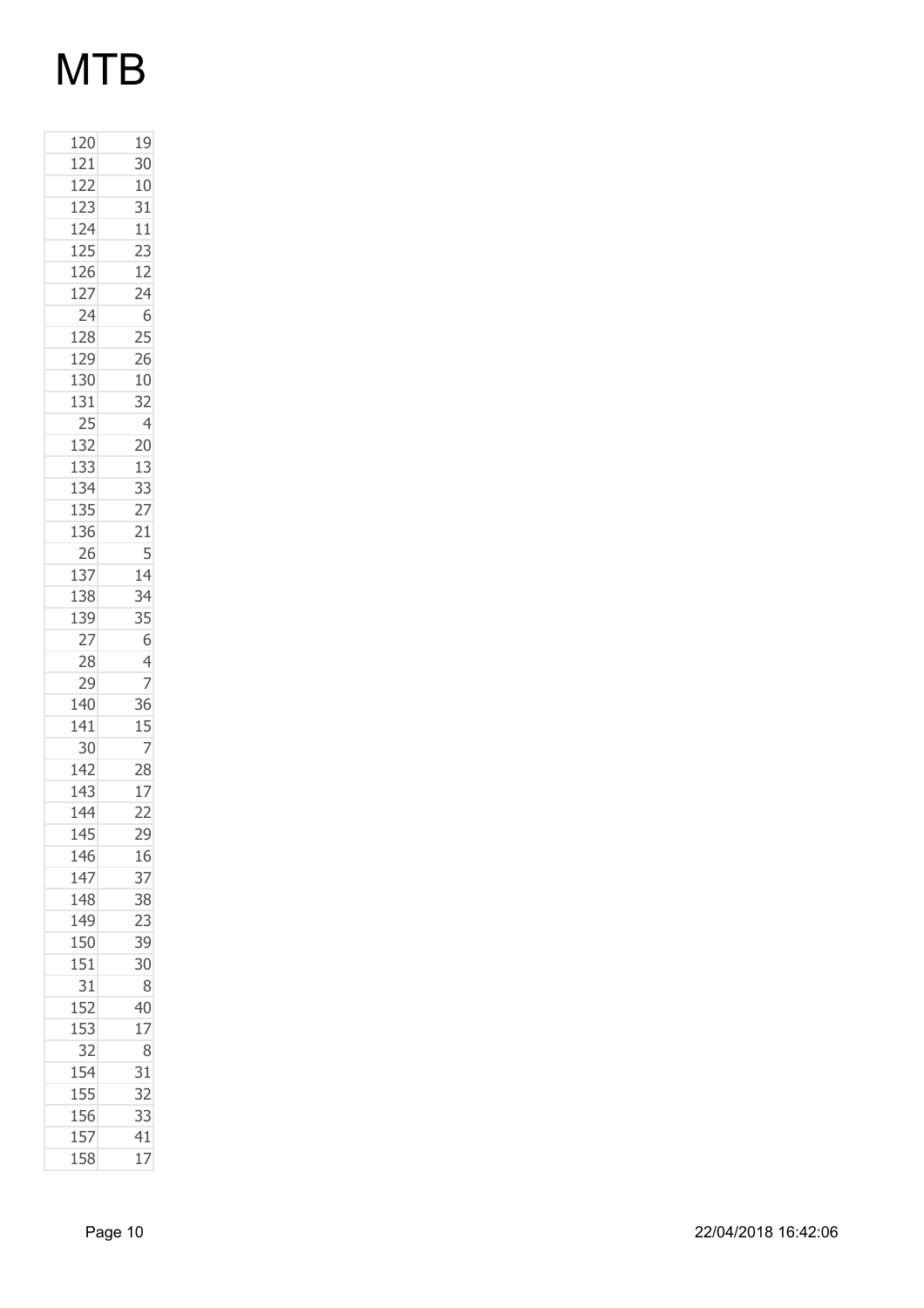# MTB

| | |
|---|---|
| 120 | 19 |
| 121 | 30 |
| 122 | 10 |
| 123 | 31 |
| 124 | 11 |
| 125 | 23 |
| 126 | 12 |
| 127 | 24 |
| 24 | 6 |
| 128 | 25 |
| 129 | 26 |
| 130 | 10 |
| 131 | 32 |
| 25 | 4 |
| 132 | 20 |
| 133 | 13 |
| 134 | 33 |
| 135 | 27 |
| 136 | 21 |
| 26 | 5 |
| 137 | 14 |
| 138 | 34 |
| 139 | 35 |
| 27 | 6 |
| 28 | 4 |
| 29 | 7 |
| 140 | 36 |
| 141 | 15 |
| 30 | 7 |
| 142 | 28 |
| 143 | 17 |
| 144 | 22 |
| 145 | 29 |
| 146 | 16 |
| 147 | 37 |
| 148 | 38 |
| 149 | 23 |
| 150 | 39 |
| 151 | 30 |
| 31 | 8 |
| 152 | 40 |
| 153 | 17 |
| 32 | 8 |
| 154 | 31 |
| 155 | 32 |
| 156 | 33 |
| 157 | 41 |
| 158 | 17 |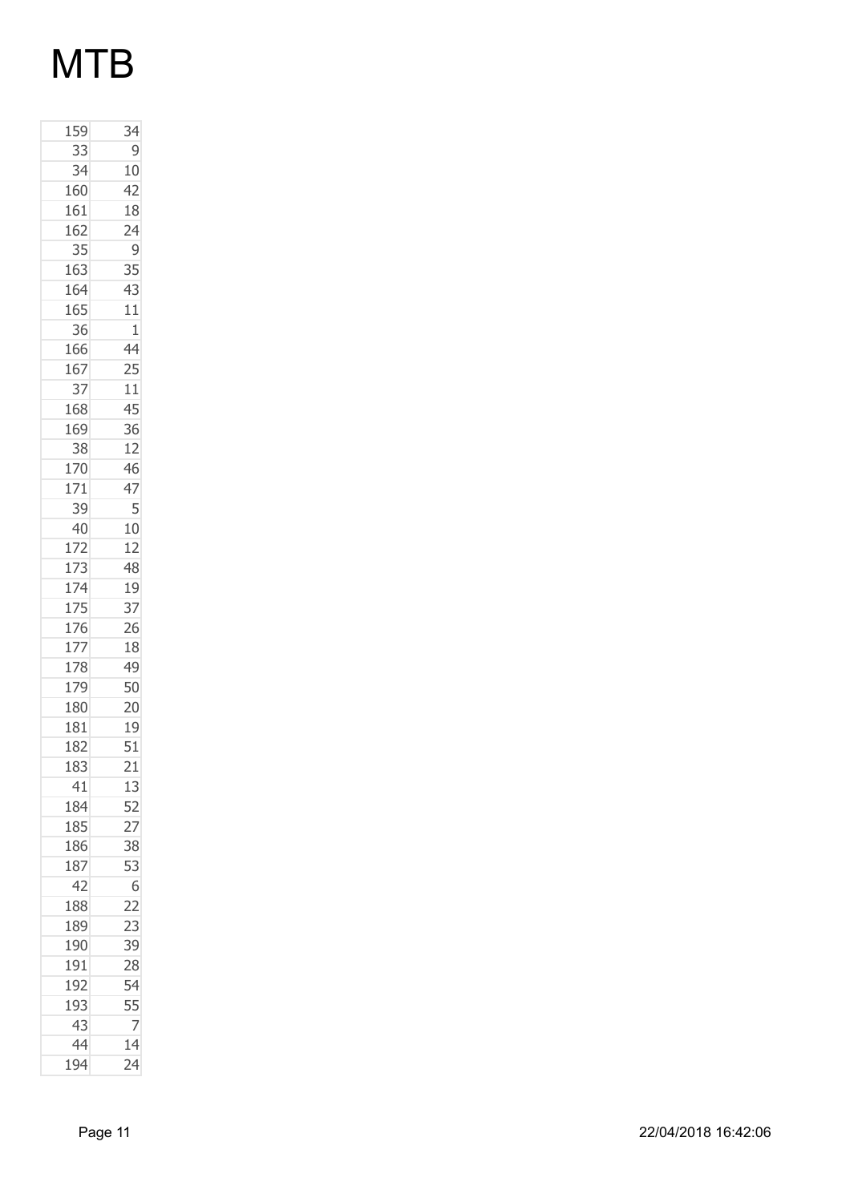# MTB

| | |
|---|---|
| 159 | 34 |
| 33 | 9 |
| 34 | 10 |
| 160 | 42 |
| 161 | 18 |
| 162 | 24 |
| 35 | 9 |
| 163 | 35 |
| 164 | 43 |
| 165 | 11 |
| 36 | 1 |
| 166 | 44 |
| 167 | 25 |
| 37 | 11 |
| 168 | 45 |
| 169 | 36 |
| 38 | 12 |
| 170 | 46 |
| 171 | 47 |
| 39 | 5 |
| 40 | 10 |
| 172 | 12 |
| 173 | 48 |
| 174 | 19 |
| 175 | 37 |
| 176 | 26 |
| 177 | 18 |
| 178 | 49 |
| 179 | 50 |
| 180 | 20 |
| 181 | 19 |
| 182 | 51 |
| 183 | 21 |
| 41 | 13 |
| 184 | 52 |
| 185 | 27 |
| 186 | 38 |
| 187 | 53 |
| 42 | 6 |
| 188 | 22 |
| 189 | 23 |
| 190 | 39 |
| 191 | 28 |
| 192 | 54 |
| 193 | 55 |
| 43 | 7 |
| 44 | 14 |
| 194 | 24 |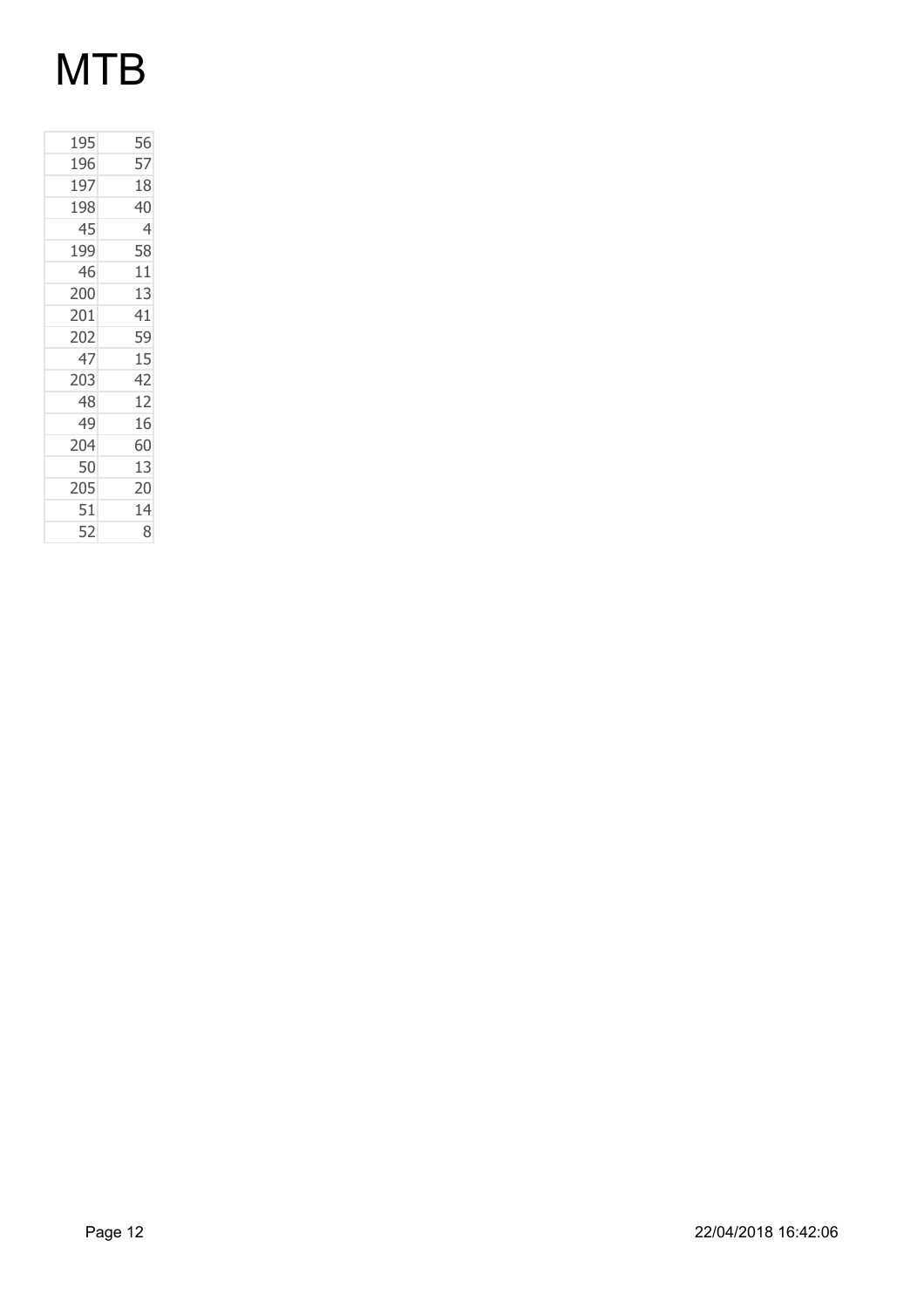# MTB

| | |
|---|---|
| 195 | 56 |
| 196 | 57 |
| 197 | 18 |
| 198 | 40 |
| 45 | 4 |
| 199 | 58 |
| 46 | 11 |
| 200 | 13 |
| 201 | 41 |
| 202 | 59 |
| 47 | 15 |
| 203 | 42 |
| 48 | 12 |
| 49 | 16 |
| 204 | 60 |
| 50 | 13 |
| 205 | 20 |
| 51 | 14 |
| 52 | 8 |